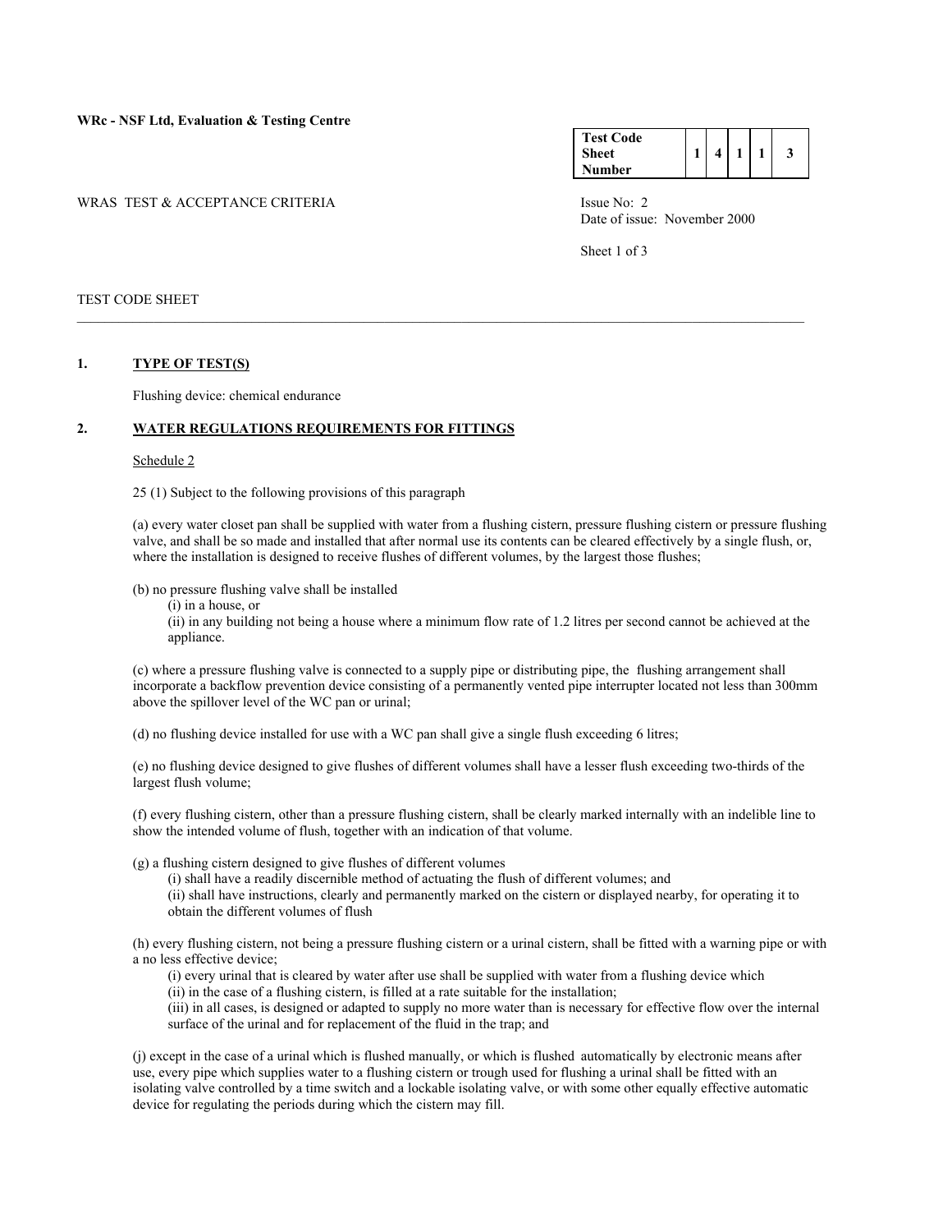**WRc - NSF Ltd, Evaluation & Testing Centre**

| Test Code Sheet Number | 1 | 4 | 1 | 1 | 3 |
|---|---|---|---|---|---|

WRAS TEST & ACCEPTANCE CRITERIA

Issue No: 2
Date of issue: November 2000

Sheet 1 of 3

TEST CODE SHEET

---

## 1. TYPE OF TEST(S)

Flushing device: chemical endurance

## 2. WATER REGULATIONS REQUIREMENTS FOR FITTINGS

Schedule 2

25 (1) Subject to the following provisions of this paragraph

(a) every water closet pan shall be supplied with water from a flushing cistern, pressure flushing cistern or pressure flushing valve, and shall be so made and installed that after normal use its contents can be cleared effectively by a single flush, or, where the installation is designed to receive flushes of different volumes, by the largest those flushes;

(b) no pressure flushing valve shall be installed
 (i) in a house, or
 (ii) in any building not being a house where a minimum flow rate of 1.2 litres per second cannot be achieved at the appliance.

(c) where a pressure flushing valve is connected to a supply pipe or distributing pipe, the flushing arrangement shall incorporate a backflow prevention device consisting of a permanently vented pipe interrupter located not less than 300mm above the spillover level of the WC pan or urinal;

(d) no flushing device installed for use with a WC pan shall give a single flush exceeding 6 litres;

(e) no flushing device designed to give flushes of different volumes shall have a lesser flush exceeding two-thirds of the largest flush volume;

(f) every flushing cistern, other than a pressure flushing cistern, shall be clearly marked internally with an indelible line to show the intended volume of flush, together with an indication of that volume.

(g) a flushing cistern designed to give flushes of different volumes
 (i) shall have a readily discernible method of actuating the flush of different volumes; and
 (ii) shall have instructions, clearly and permanently marked on the cistern or displayed nearby, for operating it to obtain the different volumes of flush

(h) every flushing cistern, not being a pressure flushing cistern or a urinal cistern, shall be fitted with a warning pipe or with a no less effective device;
 (i) every urinal that is cleared by water after use shall be supplied with water from a flushing device which
 (ii) in the case of a flushing cistern, is filled at a rate suitable for the installation;
 (iii) in all cases, is designed or adapted to supply no more water than is necessary for effective flow over the internal surface of the urinal and for replacement of the fluid in the trap; and

(j) except in the case of a urinal which is flushed manually, or which is flushed automatically by electronic means after use, every pipe which supplies water to a flushing cistern or trough used for flushing a urinal shall be fitted with an isolating valve controlled by a time switch and a lockable isolating valve, or with some other equally effective automatic device for regulating the periods during which the cistern may fill.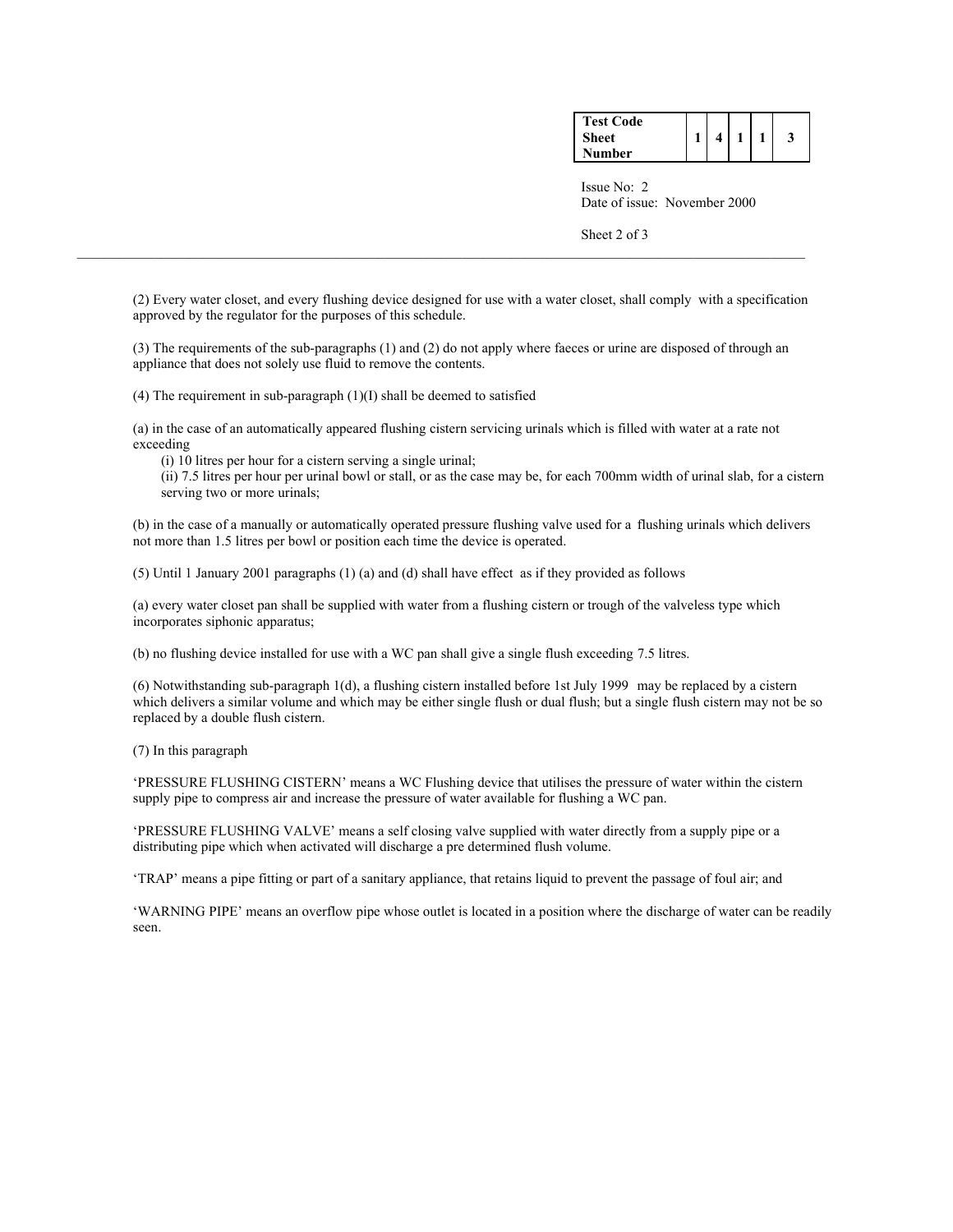(2) Every water closet, and every flushing device designed for use with a water closet, shall comply with a specification approved by the regulator for the purposes of this schedule.

(3) The requirements of the sub-paragraphs (1) and (2) do not apply where faeces or urine are disposed of through an appliance that does not solely use fluid to remove the contents.

(4) The requirement in sub-paragraph (1)(I) shall be deemed to satisfied

(a) in the case of an automatically appeared flushing cistern servicing urinals which is filled with water at a rate not exceeding

- (i) 10 litres per hour for a cistern serving a single urinal;
- (ii) 7.5 litres per hour per urinal bowl or stall, or as the case may be, for each 700mm width of urinal slab, for a cistern serving two or more urinals;

(b) in the case of a manually or automatically operated pressure flushing valve used for a flushing urinals which delivers not more than 1.5 litres per bowl or position each time the device is operated.

(5) Until 1 January 2001 paragraphs (1) (a) and (d) shall have effect as if they provided as follows

(a) every water closet pan shall be supplied with water from a flushing cistern or trough of the valveless type which incorporates siphonic apparatus;

(b) no flushing device installed for use with a WC pan shall give a single flush exceeding 7.5 litres.

(6) Notwithstanding sub-paragraph 1(d), a flushing cistern installed before 1st July 1999 may be replaced by a cistern which delivers a similar volume and which may be either single flush or dual flush; but a single flush cistern may not be so replaced by a double flush cistern.

(7) In this paragraph

'PRESSURE FLUSHING CISTERN' means a WC Flushing device that utilises the pressure of water within the cistern supply pipe to compress air and increase the pressure of water available for flushing a WC pan.

'PRESSURE FLUSHING VALVE' means a self closing valve supplied with water directly from a supply pipe or a distributing pipe which when activated will discharge a pre determined flush volume.

'TRAP' means a pipe fitting or part of a sanitary appliance, that retains liquid to prevent the passage of foul air; and

'WARNING PIPE' means an overflow pipe whose outlet is located in a position where the discharge of water can be readily seen.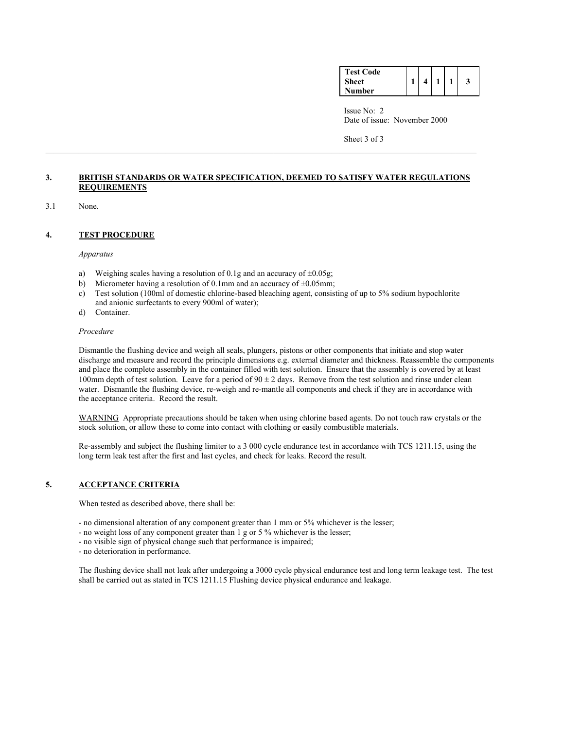## 3. BRITISH STANDARDS OR WATER SPECIFICATION, DEEMED TO SATISFY WATER REGULATIONS REQUIREMENTS

3.1 None.

## 4. TEST PROCEDURE

*Apparatus*

a) Weighing scales having a resolution of 0.1g and an accuracy of ±0.05g;
b) Micrometer having a resolution of 0.1mm and an accuracy of ±0.05mm;
c) Test solution (100ml of domestic chlorine-based bleaching agent, consisting of up to 5% sodium hypochlorite and anionic surfactants to every 900ml of water);
d) Container.

*Procedure*

Dismantle the flushing device and weigh all seals, plungers, pistons or other components that initiate and stop water discharge and measure and record the principle dimensions e.g. external diameter and thickness. Reassemble the components and place the complete assembly in the container filled with test solution. Ensure that the assembly is covered by at least 100mm depth of test solution. Leave for a period of 90 ± 2 days. Remove from the test solution and rinse under clean water. Dismantle the flushing device, re-weigh and re-mantle all components and check if they are in accordance with the acceptance criteria. Record the result.

WARNING Appropriate precautions should be taken when using chlorine based agents. Do not touch raw crystals or the stock solution, or allow these to come into contact with clothing or easily combustible materials.

Re-assembly and subject the flushing limiter to a 3 000 cycle endurance test in accordance with TCS 1211.15, using the long term leak test after the first and last cycles, and check for leaks. Record the result.

## 5. ACCEPTANCE CRITERIA

When tested as described above, there shall be:

- no dimensional alteration of any component greater than 1 mm or 5% whichever is the lesser;
- no weight loss of any component greater than 1 g or 5 % whichever is the lesser;
- no visible sign of physical change such that performance is impaired;
- no deterioration in performance.

The flushing device shall not leak after undergoing a 3000 cycle physical endurance test and long term leakage test. The test shall be carried out as stated in TCS 1211.15 Flushing device physical endurance and leakage.